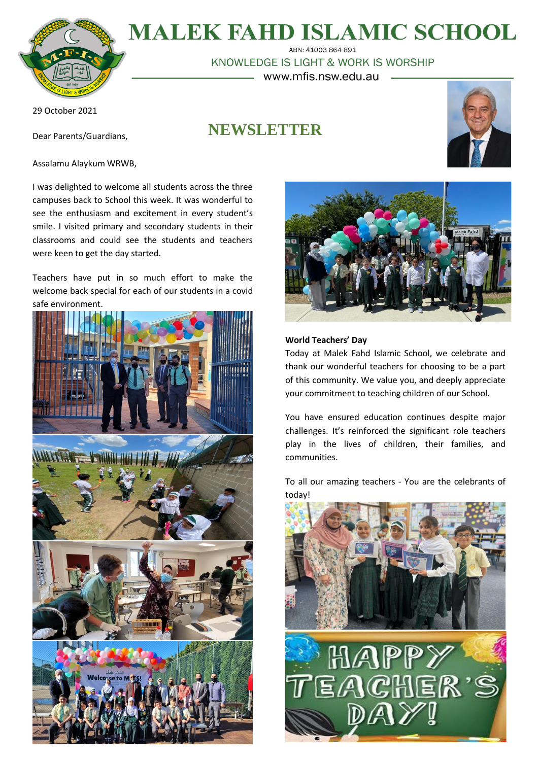# MALEK FAHD ISLAMIC SCHOOL

ABN: 41003 864 891

KNOWLEDGE IS LIGHT & WORK IS WORSHIP

www.mfis.nsw.edu.au

29 October 2021

## NEWSLETTER

Dear Parents/Guardians,

Assalamu Alaykum WRWB,

I was delighted to welcome all students across the three campuses back to School this week. It was wonderful to see the enthusiasm and excitement in every student's smile. I visited primary and secondary students in their classrooms and could see the students and teachers were keen to get the day started.

Teachers have put in so much effort to make the welcome back special for each of our students in a covid safe environment.

**World Teachers' Day**

Today at Malek Fahd Islamic School, we celebrate and thank our wonderful teachers for choosing to be a part of this community. We value you, and deeply appreciate your commitment to teaching children of our School.

You have ensured education continues despite major challenges. It's reinforced the significant role teachers play in the lives of children, their families, and communities.

To all our amazing teachers - You are the celebrants of today!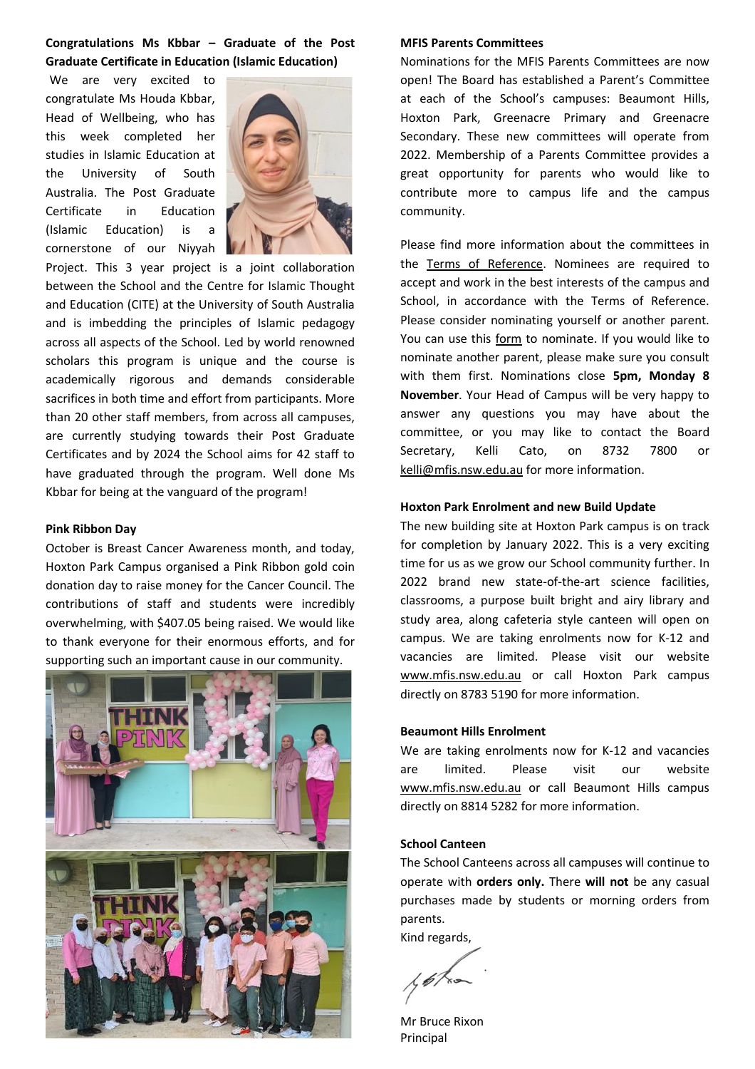**Congratulations Ms Kbbar – Graduate of the Post Graduate Certificate in Education (Islamic Education)**

We are very excited to congratulate Ms Houda Kbbar, Head of Wellbeing, who has this week completed her studies in Islamic Education at the University of South Australia. The Post Graduate Certificate in Education (Islamic Education) is a cornerstone of our Niyyah Project. This 3 year project is a joint collaboration between the School and the Centre for Islamic Thought and Education (CITE) at the University of South Australia and is imbedding the principles of Islamic pedagogy across all aspects of the School. Led by world renowned scholars this program is unique and the course is academically rigorous and demands considerable sacrifices in both time and effort from participants. More than 20 other staff members, from across all campuses, are currently studying towards their Post Graduate Certificates and by 2024 the School aims for 42 staff to have graduated through the program. Well done Ms Kbbar for being at the vanguard of the program!

**Pink Ribbon Day**

October is Breast Cancer Awareness month, and today, Hoxton Park Campus organised a Pink Ribbon gold coin donation day to raise money for the Cancer Council. The contributions of staff and students were incredibly overwhelming, with $407.05 being raised. We would like to thank everyone for their enormous efforts, and for supporting such an important cause in our community.

**MFIS Parents Committees**

Nominations for the MFIS Parents Committees are now open! The Board has established a Parent's Committee at each of the School's campuses: Beaumont Hills, Hoxton Park, Greenacre Primary and Greenacre Secondary. These new committees will operate from 2022. Membership of a Parents Committee provides a great opportunity for parents who would like to contribute more to campus life and the campus community.

Please find more information about the committees in the Terms of Reference. Nominees are required to accept and work in the best interests of the campus and School, in accordance with the Terms of Reference. Please consider nominating yourself or another parent. You can use this form to nominate. If you would like to nominate another parent, please make sure you consult with them first. Nominations close **5pm, Monday 8 November**. Your Head of Campus will be very happy to answer any questions you may have about the committee, or you may like to contact the Board Secretary, Kelli Cato, on 8732 7800 or kelli@mfis.nsw.edu.au for more information.

**Hoxton Park Enrolment and new Build Update**

The new building site at Hoxton Park campus is on track for completion by January 2022. This is a very exciting time for us as we grow our School community further. In 2022 brand new state-of-the-art science facilities, classrooms, a purpose built bright and airy library and study area, along cafeteria style canteen will open on campus. We are taking enrolments now for K-12 and vacancies are limited. Please visit our website www.mfis.nsw.edu.au or call Hoxton Park campus directly on 8783 5190 for more information.

**Beaumont Hills Enrolment**

We are taking enrolments now for K-12 and vacancies are limited. Please visit our website www.mfis.nsw.edu.au or call Beaumont Hills campus directly on 8814 5282 for more information.

**School Canteen**

The School Canteens across all campuses will continue to operate with **orders only.** There **will not** be any casual purchases made by students or morning orders from parents.

Kind regards,

Mr Bruce Rixon
Principal